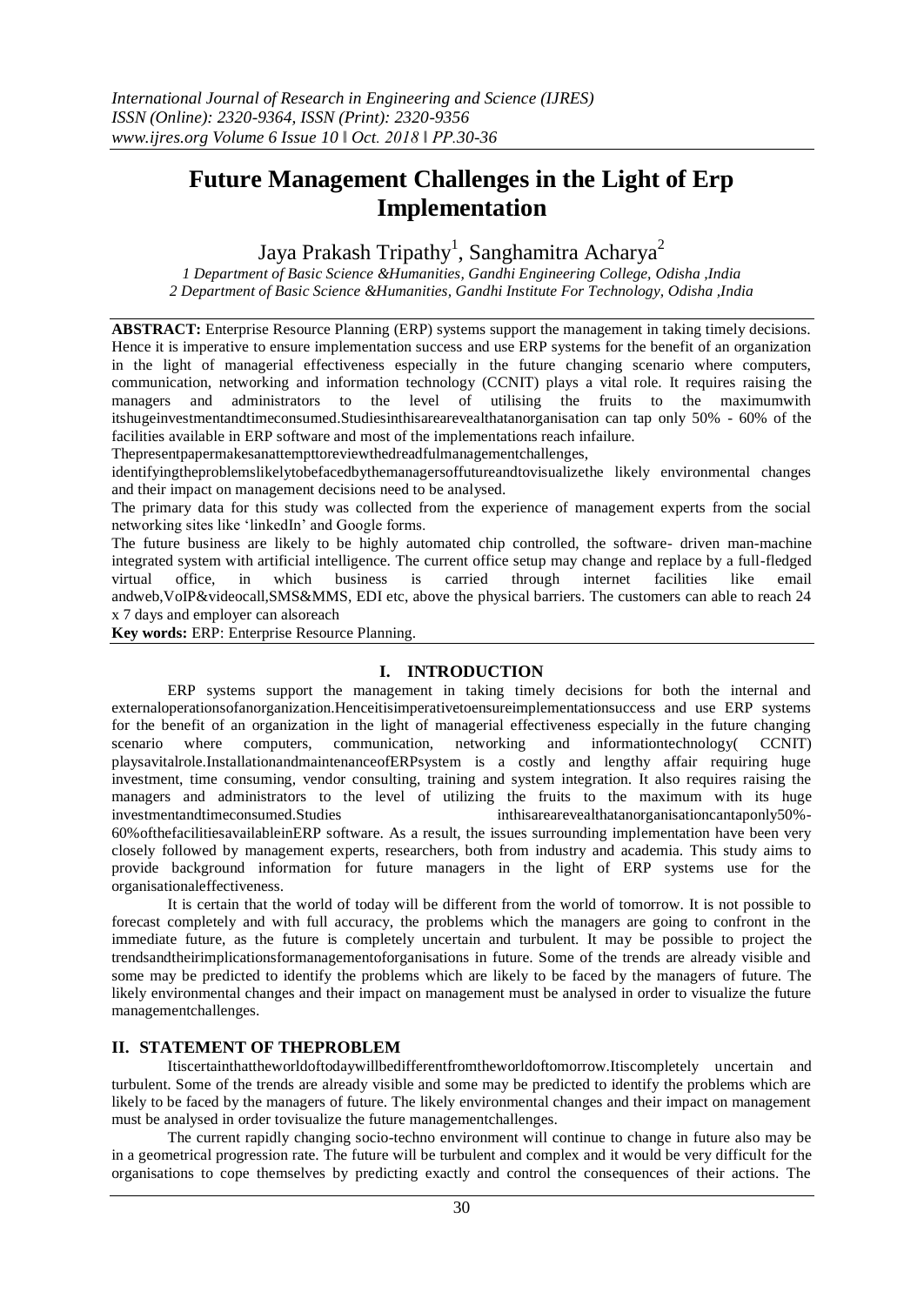# Future Management Challenges in the Light of Erp Implementation

Jaya Prakash Tripathy[1], Sanghamitra Acharya[2]

*1 Department of Basic Science &Humanities, Gandhi Engineering College, Odisha ,India*
*2 Department of Basic Science &Humanities, Gandhi Institute For Technology, Odisha ,India*

---

**ABSTRACT:** Enterprise Resource Planning (ERP) systems support the management in taking timely decisions. Hence it is imperative to ensure implementation success and use ERP systems for the benefit of an organization in the light of managerial effectiveness especially in the future changing scenario where computers, communication, networking and information technology (CCNIT) plays a vital role. It requires raising the managers and administrators to the level of utilising the fruits to the maximumwith itshugeinvestmentandtimeconsumed.Studiesinthisarearevealthatanorganisation can tap only 50% - 60% of the facilities available in ERP software and most of the implementations reach infailure.

Thepresentpapermakesanattempttoreviewthedreadfulmanagementchallenges, identifyingtheproblemslikelytobefacedbythemanagersoffutureandtovisualizethe likely environmental changes and their impact on management decisions need to be analysed.

The primary data for this study was collected from the experience of management experts from the social networking sites like 'linkedIn' and Google forms.

The future business are likely to be highly automated chip controlled, the software- driven man-machine integrated system with artificial intelligence. The current office setup may change and replace by a full-fledged virtual office, in which business is carried through internet facilities like email andweb,VoIP&videocall,SMS&MMS, EDI etc, above the physical barriers. The customers can able to reach 24 x 7 days and employer can alsoreach

**Key words:** ERP: Enterprise Resource Planning.

---

## I. INTRODUCTION

ERP systems support the management in taking timely decisions for both the internal and externaloperationsofanorganization.Henceitisimperativetoensureimplementationsuccess and use ERP systems for the benefit of an organization in the light of managerial effectiveness especially in the future changing scenario where computers, communication, networking and informationtechnology( CCNIT) playsavitalrole.InstallationandmaintenanceofERPsystem is a costly and lengthy affair requiring huge investment, time consuming, vendor consulting, training and system integration. It also requires raising the managers and administrators to the level of utilizing the fruits to the maximum with its huge investmentandtimeconsumed.Studies inthisarearevealthatanorganisationcantaponly50%-60%ofthefacilitiesavailableinERP software. As a result, the issues surrounding implementation have been very closely followed by management experts, researchers, both from industry and academia. This study aims to provide background information for future managers in the light of ERP systems use for the organisationaleffectiveness.

It is certain that the world of today will be different from the world of tomorrow. It is not possible to forecast completely and with full accuracy, the problems which the managers are going to confront in the immediate future, as the future is completely uncertain and turbulent. It may be possible to project the trendsandtheirimplicationsformanagementoforganisations in future. Some of the trends are already visible and some may be predicted to identify the problems which are likely to be faced by the managers of future. The likely environmental changes and their impact on management must be analysed in order to visualize the future managementchallenges.

## II. STATEMENT OF THEPROBLEM

Itiscertainthattheworldoftodaywillbedifferentfromtheworldoftomorrow.Itiscompletely uncertain and turbulent. Some of the trends are already visible and some may be predicted to identify the problems which are likely to be faced by the managers of future. The likely environmental changes and their impact on management must be analysed in order tovisualize the future managementchallenges.

The current rapidly changing socio-techno environment will continue to change in future also may be in a geometrical progression rate. The future will be turbulent and complex and it would be very difficult for the organisations to cope themselves by predicting exactly and control the consequences of their actions. The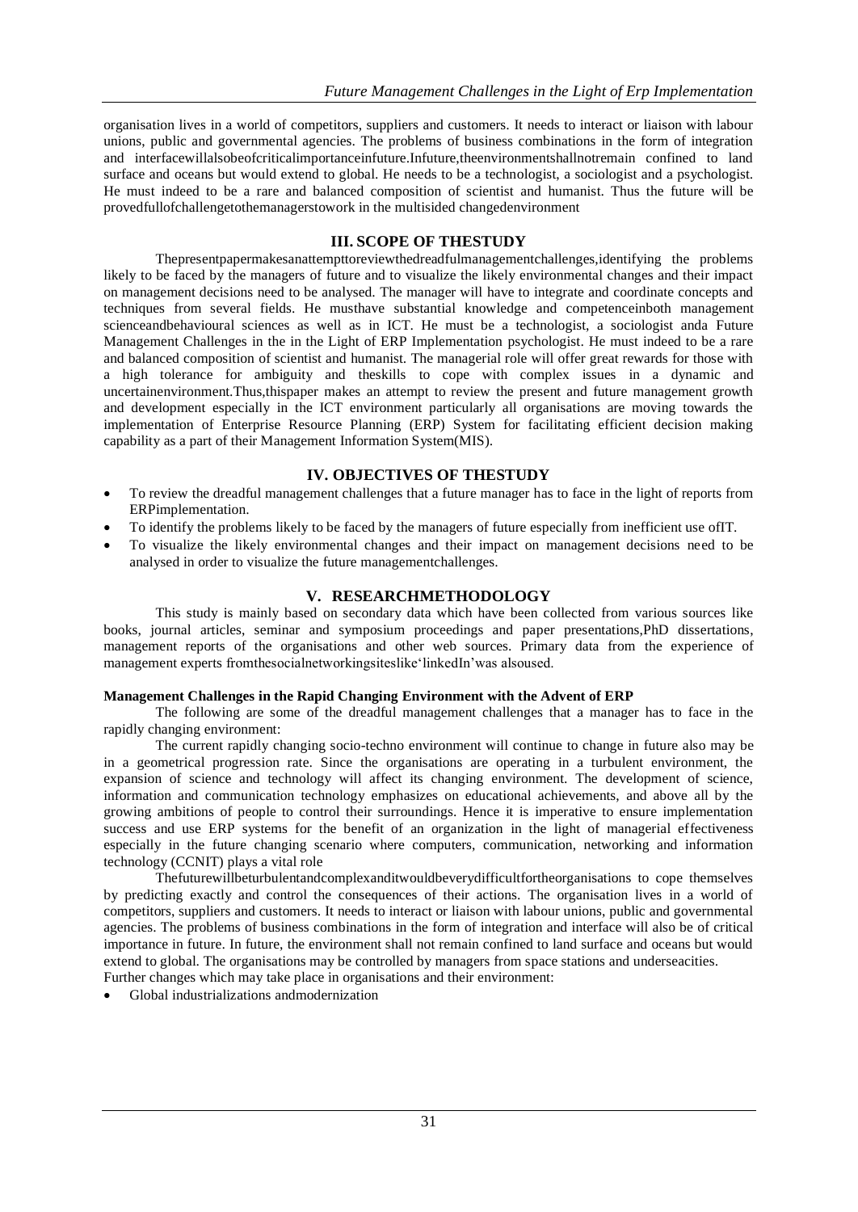organisation lives in a world of competitors, suppliers and customers. It needs to interact or liaison with labour unions, public and governmental agencies. The problems of business combinations in the form of integration and interfacewillalsobeofcriticalimportanceinfuture.Infuture,theenvironmentshallnotremain confined to land surface and oceans but would extend to global. He needs to be a technologist, a sociologist and a psychologist. He must indeed to be a rare and balanced composition of scientist and humanist. Thus the future will be provedfullofchallengetothemanagerstowork in the multisided changedenvironment

## III. SCOPE OF THESTUDY

Thepresentpapermakesanattempttoreviewthedreadfulmanagementchallenges,identifying the problems likely to be faced by the managers of future and to visualize the likely environmental changes and their impact on management decisions need to be analysed. The manager will have to integrate and coordinate concepts and techniques from several fields. He musthave substantial knowledge and competenceinboth management scienceandbehavioural sciences as well as in ICT. He must be a technologist, a sociologist anda Future Management Challenges in the in the Light of ERP Implementation psychologist. He must indeed to be a rare and balanced composition of scientist and humanist. The managerial role will offer great rewards for those with a high tolerance for ambiguity and theskills to cope with complex issues in a dynamic and uncertainenvironment.Thus,thispaper makes an attempt to review the present and future management growth and development especially in the ICT environment particularly all organisations are moving towards the implementation of Enterprise Resource Planning (ERP) System for facilitating efficient decision making capability as a part of their Management Information System(MIS).

## IV. OBJECTIVES OF THESTUDY

- To review the dreadful management challenges that a future manager has to face in the light of reports from ERPimplementation.
- To identify the problems likely to be faced by the managers of future especially from inefficient use ofIT.
- To visualize the likely environmental changes and their impact on management decisions need to be analysed in order to visualize the future managementchallenges.

## V. RESEARCHMETHODOLOGY

This study is mainly based on secondary data which have been collected from various sources like books, journal articles, seminar and symposium proceedings and paper presentations,PhD dissertations, management reports of the organisations and other web sources. Primary data from the experience of management experts fromthesocialnetworkingsiteslike'linkedIn'was alsoused.

**Management Challenges in the Rapid Changing Environment with the Advent of ERP**

The following are some of the dreadful management challenges that a manager has to face in the rapidly changing environment:

The current rapidly changing socio-techno environment will continue to change in future also may be in a geometrical progression rate. Since the organisations are operating in a turbulent environment, the expansion of science and technology will affect its changing environment. The development of science, information and communication technology emphasizes on educational achievements, and above all by the growing ambitions of people to control their surroundings. Hence it is imperative to ensure implementation success and use ERP systems for the benefit of an organization in the light of managerial effectiveness especially in the future changing scenario where computers, communication, networking and information technology (CCNIT) plays a vital role

Thefuturewillbeturbulentandcomplexanditwouldbeverydifficultfortheorganisations to cope themselves by predicting exactly and control the consequences of their actions. The organisation lives in a world of competitors, suppliers and customers. It needs to interact or liaison with labour unions, public and governmental agencies. The problems of business combinations in the form of integration and interface will also be of critical importance in future. In future, the environment shall not remain confined to land surface and oceans but would extend to global. The organisations may be controlled by managers from space stations and underseacities.

Further changes which may take place in organisations and their environment:

- Global industrializations andmodernization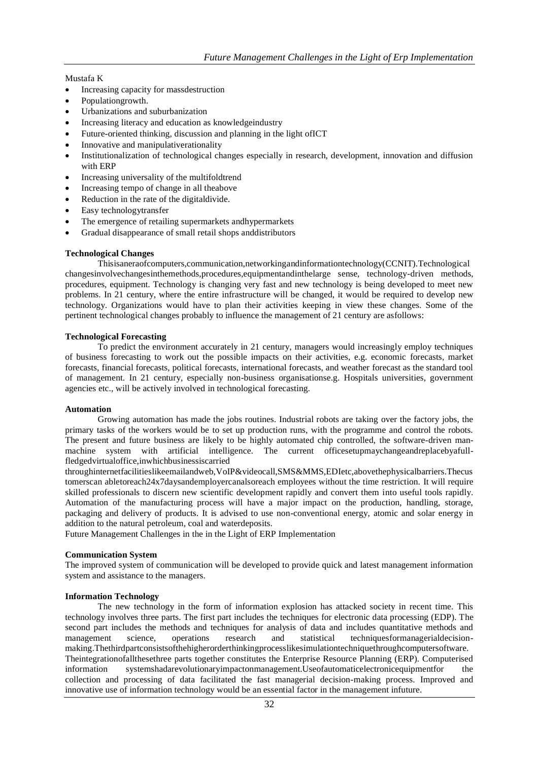- Increasing capacity for massdestruction
- Populationgrowth.
- Urbanizations and suburbanization
- Increasing literacy and education as knowledgeindustry
- Future-oriented thinking, discussion and planning in the light ofICT
- Innovative and manipulativerationality
- Institutionalization of technological changes especially in research, development, innovation and diffusion with ERP
- Increasing universality of the multifoldtrend
- Increasing tempo of change in all theabove
- Reduction in the rate of the digitaldivide.
- Easy technologytransfer
- The emergence of retailing supermarkets andhypermarkets
- Gradual disappearance of small retail shops anddistributors

**Technological Changes**

Thisisaneraofcomputers,communication,networkingandinformationtechnology(CCNIT).Technological changesinvolvechangesinthemethods,procedures,equipmentandinthelarge sense, technology-driven methods, procedures, equipment. Technology is changing very fast and new technology is being developed to meet new problems. In 21 century, where the entire infrastructure will be changed, it would be required to develop new technology. Organizations would have to plan their activities keeping in view these changes. Some of the pertinent technological changes probably to influence the management of 21 century are asfollows:

**Technological Forecasting**

To predict the environment accurately in 21 century, managers would increasingly employ techniques of business forecasting to work out the possible impacts on their activities, e.g. economic forecasts, market forecasts, financial forecasts, political forecasts, international forecasts, and weather forecast as the standard tool of management. In 21 century, especially non-business organisationse.g. Hospitals universities, government agencies etc., will be actively involved in technological forecasting.

**Automation**

Growing automation has made the jobs routines. Industrial robots are taking over the factory jobs, the primary tasks of the workers would be to set up production runs, with the programme and control the robots. The present and future business are likely to be highly automated chip controlled, the software-driven man-machine system with artificial intelligence. The current officesetupmaychangeandreplacebyafull-fledgedvirtualoffice,inwhichbusinessiscarried throughinternetfacilitieslikeemailandweb,VoIP&videocall,SMS&MMS,EDIetc,abovethephysicalbarriers.Thecus tomerscan abletoreach24x7daysandemployercanalsoreach employees without the time restriction. It will require skilled professionals to discern new scientific development rapidly and convert them into useful tools rapidly. Automation of the manufacturing process will have a major impact on the production, handling, storage, packaging and delivery of products. It is advised to use non-conventional energy, atomic and solar energy in addition to the natural petroleum, coal and waterdeposits.

**Communication System**

The improved system of communication will be developed to provide quick and latest management information system and assistance to the managers.

**Information Technology**

The new technology in the form of information explosion has attacked society in recent time. This technology involves three parts. The first part includes the techniques for electronic data processing (EDP). The second part includes the methods and techniques for analysis of data and includes quantitative methods and management science, operations research and statistical techniquesformanagerialdecision-making.Thethirdpartconsistsofthehigherorderthinkingprocesslikesimulationtechniquethroughcomputersoftware. Theintegrationofallthesethree parts together constitutes the Enterprise Resource Planning (ERP). Computerised information systemshadarevolutionaryimpactonmanagement.Useofautomaticelectronicequipmentfor the collection and processing of data facilitated the fast managerial decision-making process. Improved and innovative use of information technology would be an essential factor in the management infuture.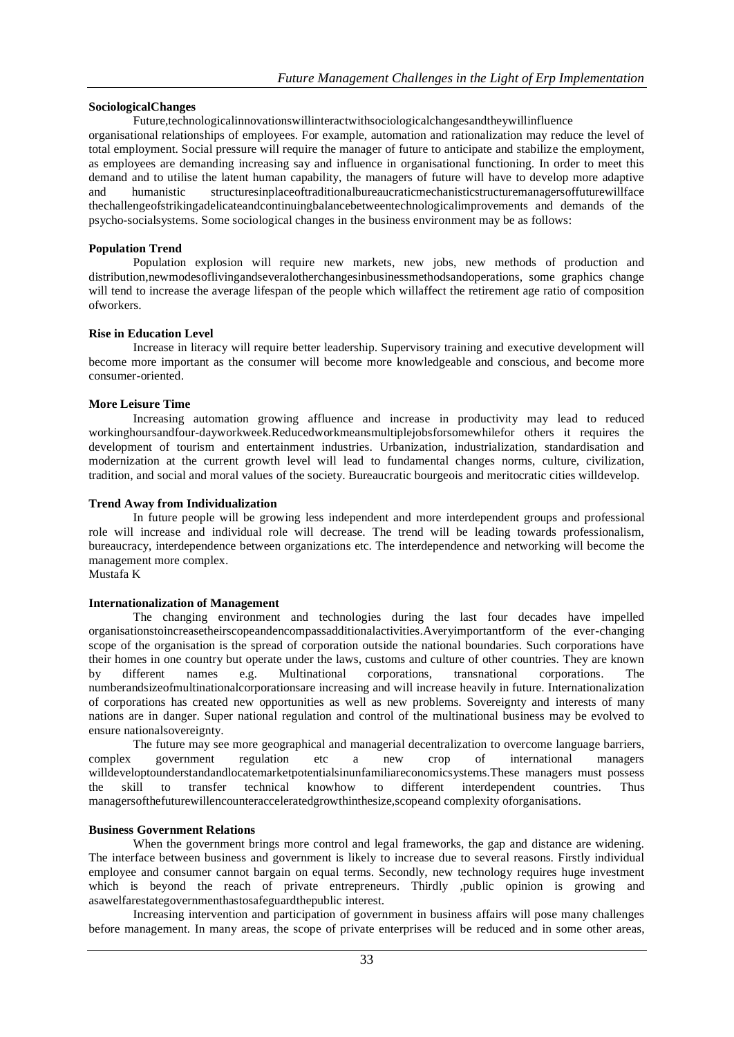**SociologicalChanges**

Future,technologicalinnovationswillinteractwithsociologicalchangesandtheywillinfluence organisational relationships of employees. For example, automation and rationalization may reduce the level of total employment. Social pressure will require the manager of future to anticipate and stabilize the employment, as employees are demanding increasing say and influence in organisational functioning. In order to meet this demand and to utilise the latent human capability, the managers of future will have to develop more adaptive and humanistic structuresinplaceoftraditionalbureaucraticmechanisticstructuremanagersoffuturewillface thechallengeofstrikingadelicateandcontinuingbalancebetweentechnologicalimprovements and demands of the psycho-socialsystems. Some sociological changes in the business environment may be as follows:

**Population Trend**

Population explosion will require new markets, new jobs, new methods of production and distribution,newmodesoflivingandseveralotherchangesinbusinessmethodsandoperations, some graphics change will tend to increase the average lifespan of the people which willaffect the retirement age ratio of composition ofworkers.

**Rise in Education Level**

Increase in literacy will require better leadership. Supervisory training and executive development will become more important as the consumer will become more knowledgeable and conscious, and become more consumer-oriented.

**More Leisure Time**

Increasing automation growing affluence and increase in productivity may lead to reduced workinghoursandfour-dayworkweek.Reducedworkmeansmultiplejobsforsomewhilefor others it requires the development of tourism and entertainment industries. Urbanization, industrialization, standardisation and modernization at the current growth level will lead to fundamental changes norms, culture, civilization, tradition, and social and moral values of the society. Bureaucratic bourgeois and meritocratic cities willdevelop.

**Trend Away from Individualization**

In future people will be growing less independent and more interdependent groups and professional role will increase and individual role will decrease. The trend will be leading towards professionalism, bureaucracy, interdependence between organizations etc. The interdependence and networking will become the management more complex.

Mustafa K

**Internationalization of Management**

The changing environment and technologies during the last four decades have impelled organisationstoincreasetheirscopeandencompassadditionalactivities.Averyimportantform of the ever-changing scope of the organisation is the spread of corporation outside the national boundaries. Such corporations have their homes in one country but operate under the laws, customs and culture of other countries. They are known by different names e.g. Multinational corporations, transnational corporations. The numberandsizeofmultinationalcorporationsare increasing and will increase heavily in future. Internationalization of corporations has created new opportunities as well as new problems. Sovereignty and interests of many nations are in danger. Super national regulation and control of the multinational business may be evolved to ensure nationalsovereignty.

The future may see more geographical and managerial decentralization to overcome language barriers, complex government regulation etc a new crop of international managers willdeveloptounderstandandlocatemarketpotentialsinunfamiliareconomicsystems.These managers must possess the skill to transfer technical knowhow to different interdependent countries. Thus managersofthefuturewillencounteracceleratedgrowthinthesize,scopeand complexity oforganisations.

**Business Government Relations**

When the government brings more control and legal frameworks, the gap and distance are widening. The interface between business and government is likely to increase due to several reasons. Firstly individual employee and consumer cannot bargain on equal terms. Secondly, new technology requires huge investment which is beyond the reach of private entrepreneurs. Thirdly ,public opinion is growing and asawelfarestategovernmenthastosafeguardthepublic interest.

Increasing intervention and participation of government in business affairs will pose many challenges before management. In many areas, the scope of private enterprises will be reduced and in some other areas,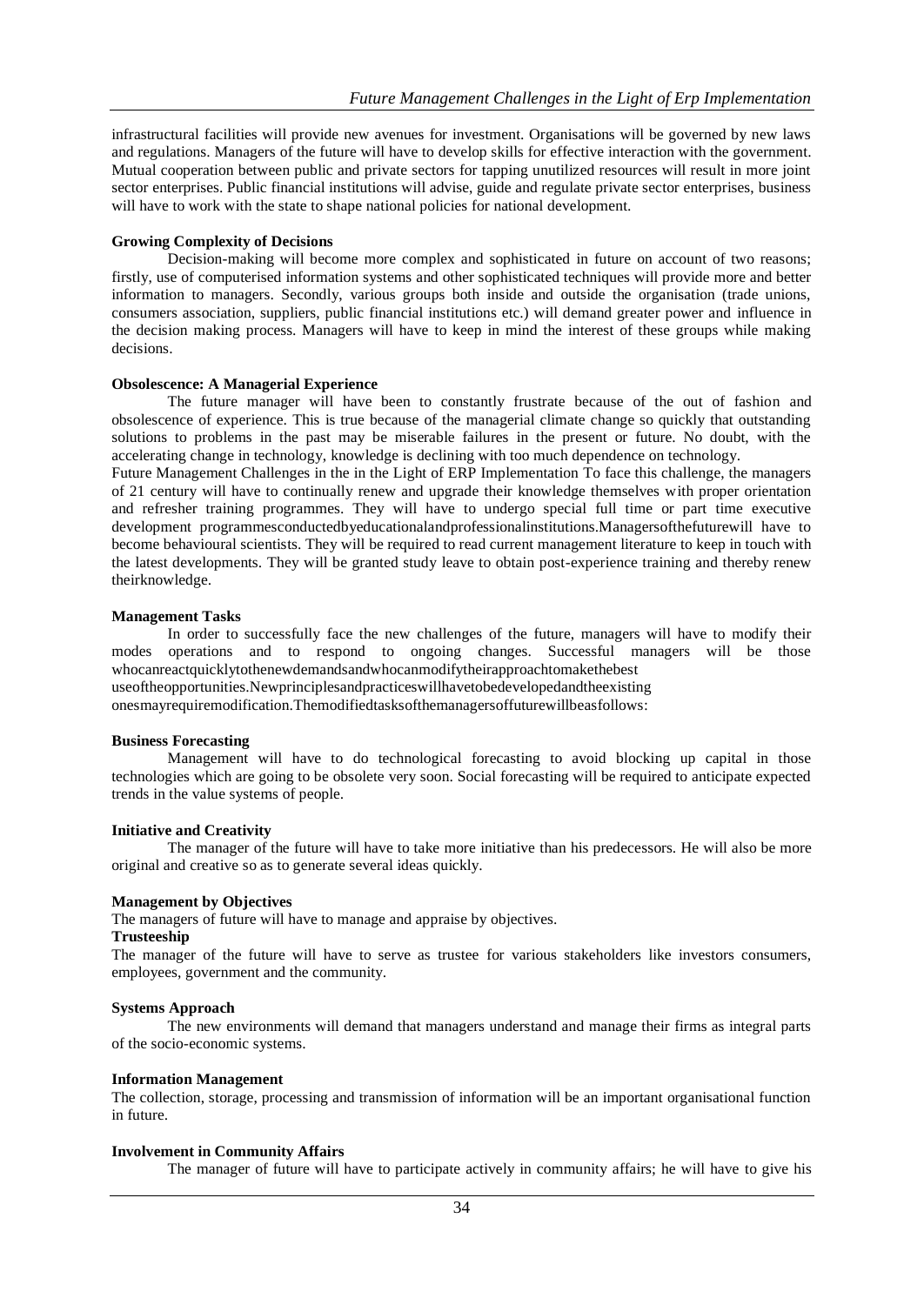infrastructural facilities will provide new avenues for investment. Organisations will be governed by new laws and regulations. Managers of the future will have to develop skills for effective interaction with the government. Mutual cooperation between public and private sectors for tapping unutilized resources will result in more joint sector enterprises. Public financial institutions will advise, guide and regulate private sector enterprises, business will have to work with the state to shape national policies for national development.

**Growing Complexity of Decisions**

Decision-making will become more complex and sophisticated in future on account of two reasons; firstly, use of computerised information systems and other sophisticated techniques will provide more and better information to managers. Secondly, various groups both inside and outside the organisation (trade unions, consumers association, suppliers, public financial institutions etc.) will demand greater power and influence in the decision making process. Managers will have to keep in mind the interest of these groups while making decisions.

**Obsolescence: A Managerial Experience**

The future manager will have been to constantly frustrate because of the out of fashion and obsolescence of experience. This is true because of the managerial climate change so quickly that outstanding solutions to problems in the past may be miserable failures in the present or future. No doubt, with the accelerating change in technology, knowledge is declining with too much dependence on technology.

Future Management Challenges in the in the Light of ERP Implementation To face this challenge, the managers of 21 century will have to continually renew and upgrade their knowledge themselves with proper orientation and refresher training programmes. They will have to undergo special full time or part time executive development programmesconductedbyeducationalandprofessionalinstitutions.Managersofthefuturewill have to become behavioural scientists. They will be required to read current management literature to keep in touch with the latest developments. They will be granted study leave to obtain post-experience training and thereby renew theirknowledge.

**Management Tasks**

In order to successfully face the new challenges of the future, managers will have to modify their modes operations and to respond to ongoing changes. Successful managers will be those whocanreactquicklytothenewdemandsandwhocanmodifytheirapproachtomakethebest useoftheopportunities.Newprinciplesandpracticeswillhavetobedevelopedandtheexisting onesmayrequiremodification.Themodifiedtasksofthemanagersoffuturewillbeasfollows:

**Business Forecasting**

Management will have to do technological forecasting to avoid blocking up capital in those technologies which are going to be obsolete very soon. Social forecasting will be required to anticipate expected trends in the value systems of people.

**Initiative and Creativity**

The manager of the future will have to take more initiative than his predecessors. He will also be more original and creative so as to generate several ideas quickly.

**Management by Objectives**

The managers of future will have to manage and appraise by objectives.

**Trusteeship**

The manager of the future will have to serve as trustee for various stakeholders like investors consumers, employees, government and the community.

**Systems Approach**

The new environments will demand that managers understand and manage their firms as integral parts of the socio-economic systems.

**Information Management**

The collection, storage, processing and transmission of information will be an important organisational function in future.

**Involvement in Community Affairs**

The manager of future will have to participate actively in community affairs; he will have to give his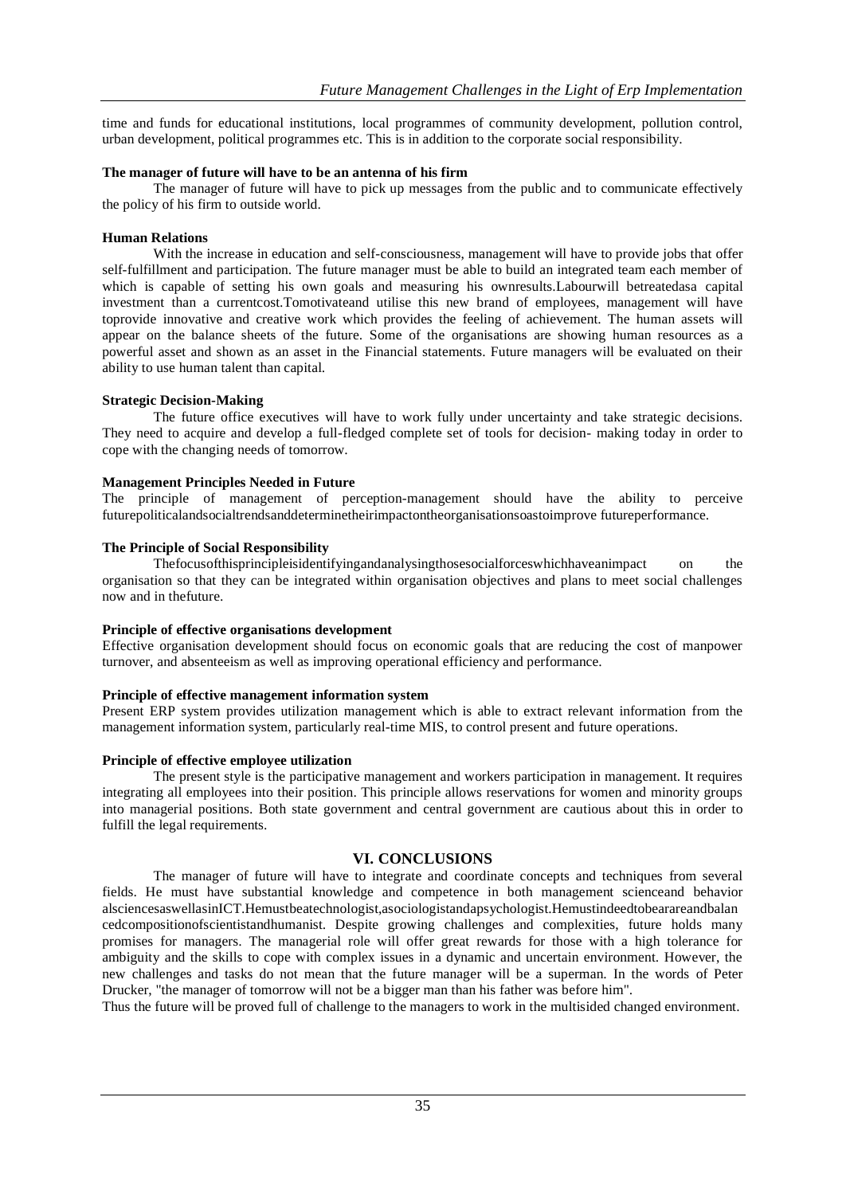time and funds for educational institutions, local programmes of community development, pollution control, urban development, political programmes etc. This is in addition to the corporate social responsibility.

**The manager of future will have to be an antenna of his firm**

The manager of future will have to pick up messages from the public and to communicate effectively the policy of his firm to outside world.

**Human Relations**

With the increase in education and self-consciousness, management will have to provide jobs that offer self-fulfillment and participation. The future manager must be able to build an integrated team each member of which is capable of setting his own goals and measuring his ownresults.Labourwill betreatedasa capital investment than a currentcost.Tomotivateand utilise this new brand of employees, management will have toprovide innovative and creative work which provides the feeling of achievement. The human assets will appear on the balance sheets of the future. Some of the organisations are showing human resources as a powerful asset and shown as an asset in the Financial statements. Future managers will be evaluated on their ability to use human talent than capital.

**Strategic Decision-Making**

The future office executives will have to work fully under uncertainty and take strategic decisions. They need to acquire and develop a full-fledged complete set of tools for decision- making today in order to cope with the changing needs of tomorrow.

**Management Principles Needed in Future**

The principle of management of perception-management should have the ability to perceive futurepoliticalandsocialtrendsanddeterminetheirimpactontheorganisationsoastoimprove futureperformance.

**The Principle of Social Responsibility**

Thefocusofthisprincipleisidentifyingandanalysingthosesocialforceswhichhaveanimpact on the organisation so that they can be integrated within organisation objectives and plans to meet social challenges now and in thefuture.

**Principle of effective organisations development**

Effective organisation development should focus on economic goals that are reducing the cost of manpower turnover, and absenteeism as well as improving operational efficiency and performance.

**Principle of effective management information system**

Present ERP system provides utilization management which is able to extract relevant information from the management information system, particularly real-time MIS, to control present and future operations.

**Principle of effective employee utilization**

The present style is the participative management and workers participation in management. It requires integrating all employees into their position. This principle allows reservations for women and minority groups into managerial positions. Both state government and central government are cautious about this in order to fulfill the legal requirements.

## VI. CONCLUSIONS

The manager of future will have to integrate and coordinate concepts and techniques from several fields. He must have substantial knowledge and competence in both management scienceand behavior alsciencesaswellasinICT.Hemustbeatechnologist,asociologistandapsychologist.Hemustindeedtobearareandbalan cedcompositionofscientistandhumanist. Despite growing challenges and complexities, future holds many promises for managers. The managerial role will offer great rewards for those with a high tolerance for ambiguity and the skills to cope with complex issues in a dynamic and uncertain environment. However, the new challenges and tasks do not mean that the future manager will be a superman. In the words of Peter Drucker, "the manager of tomorrow will not be a bigger man than his father was before him".

Thus the future will be proved full of challenge to the managers to work in the multisided changed environment.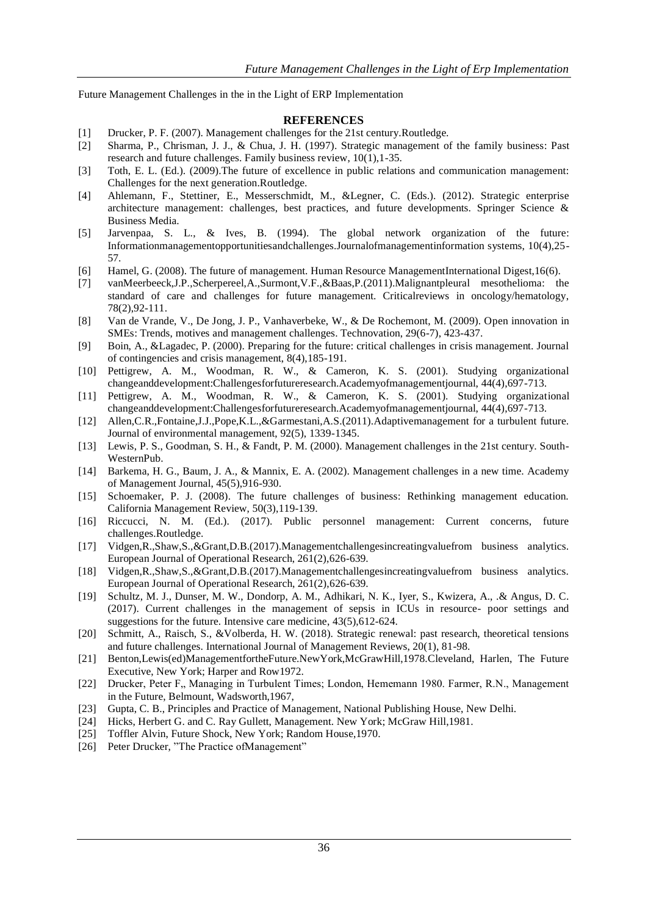Future Management Challenges in the in the Light of ERP Implementation

## REFERENCES

[1] Drucker, P. F. (2007). Management challenges for the 21st century.Routledge.

[2] Sharma, P., Chrisman, J. J., & Chua, J. H. (1997). Strategic management of the family business: Past research and future challenges. Family business review, 10(1),1-35.

[3] Toth, E. L. (Ed.). (2009).The future of excellence in public relations and communication management: Challenges for the next generation.Routledge.

[4] Ahlemann, F., Stettiner, E., Messerschmidt, M., &Legner, C. (Eds.). (2012). Strategic enterprise architecture management: challenges, best practices, and future developments. Springer Science & Business Media.

[5] Jarvenpaa, S. L., & Ives, B. (1994). The global network organization of the future: Informationmanagementopportunitiesandchallenges.Journalofmanagementinformation systems, 10(4),25-57.

[6] Hamel, G. (2008). The future of management. Human Resource ManagementInternational Digest,16(6).

[7] vanMeerbeeck,J.P.,Scherpereel,A.,Surmont,V.F.,&Baas,P.(2011).Malignantpleural mesothelioma: the standard of care and challenges for future management. Criticalreviews in oncology/hematology, 78(2),92-111.

[8] Van de Vrande, V., De Jong, J. P., Vanhaverbeke, W., & De Rochemont, M. (2009). Open innovation in SMEs: Trends, motives and management challenges. Technovation, 29(6-7), 423-437.

[9] Boin, A., &Lagadec, P. (2000). Preparing for the future: critical challenges in crisis management. Journal of contingencies and crisis management, 8(4),185-191.

[10] Pettigrew, A. M., Woodman, R. W., & Cameron, K. S. (2001). Studying organizational changeanddevelopment:Challengesforfutureresearch.Academyofmanagementjournal, 44(4),697-713.

[11] Pettigrew, A. M., Woodman, R. W., & Cameron, K. S. (2001). Studying organizational changeanddevelopment:Challengesforfutureresearch.Academyofmanagementjournal, 44(4),697-713.

[12] Allen,C.R.,Fontaine,J.J.,Pope,K.L.,&Garmestani,A.S.(2011).Adaptivemanagement for a turbulent future. Journal of environmental management, 92(5), 1339-1345.

[13] Lewis, P. S., Goodman, S. H., & Fandt, P. M. (2000). Management challenges in the 21st century. South-WesternPub.

[14] Barkema, H. G., Baum, J. A., & Mannix, E. A. (2002). Management challenges in a new time. Academy of Management Journal, 45(5),916-930.

[15] Schoemaker, P. J. (2008). The future challenges of business: Rethinking management education. California Management Review, 50(3),119-139.

[16] Riccucci, N. M. (Ed.). (2017). Public personnel management: Current concerns, future challenges.Routledge.

[17] Vidgen,R.,Shaw,S.,&Grant,D.B.(2017).Managementchallengesincreatingvaluefrom business analytics. European Journal of Operational Research, 261(2),626-639.

[18] Vidgen,R.,Shaw,S.,&Grant,D.B.(2017).Managementchallengesincreatingvaluefrom business analytics. European Journal of Operational Research, 261(2),626-639.

[19] Schultz, M. J., Dunser, M. W., Dondorp, A. M., Adhikari, N. K., Iyer, S., Kwizera, A., .& Angus, D. C. (2017). Current challenges in the management of sepsis in ICUs in resource- poor settings and suggestions for the future. Intensive care medicine, 43(5),612-624.

[20] Schmitt, A., Raisch, S., &Volberda, H. W. (2018). Strategic renewal: past research, theoretical tensions and future challenges. International Journal of Management Reviews, 20(1), 81-98.

[21] Benton,Lewis(ed)ManagementfortheFuture.NewYork,McGrawHill,1978.Cleveland, Harlen, The Future Executive, New York; Harper and Row1972.

[22] Drucker, Peter F,, Managing in Turbulent Times; London, Hememann 1980. Farmer, R.N., Management in the Future, Belmount, Wadsworth,1967,

[23] Gupta, C. B., Principles and Practice of Management, National Publishing House, New Delhi.

[24] Hicks, Herbert G. and C. Ray Gullett, Management. New York; McGraw Hill,1981.

[25] Toffler Alvin, Future Shock, New York; Random House,1970.

[26] Peter Drucker, "The Practice ofManagement"